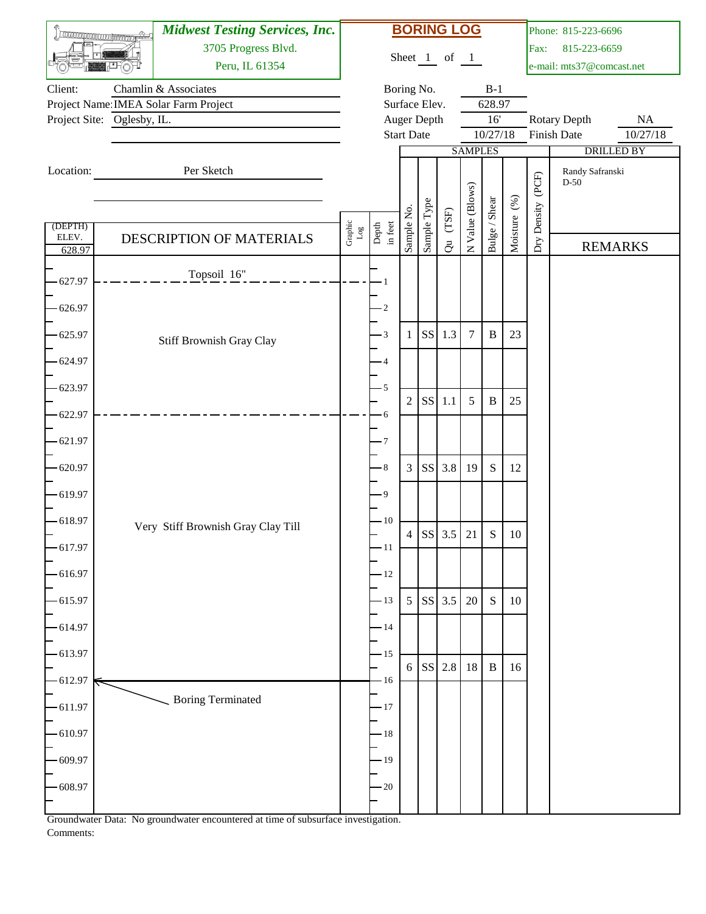# Midwest Testing Services, Inc.

3705 Progress Blvd.
Peru, IL 61354

## BORING LOG

Sheet 1 of 1

Phone: 815-223-6696
Fax: 815-223-6659
e-mail: mts37@comcast.net

Client: Chamlin & Associates
Project Name: IMEA Solar Farm Project
Project Site: Oglesby, IL.

Boring No.: B-1
Surface Elev.: 628.97
Auger Depth: 16'
Rotary Depth: NA
Start Date: 10/27/18
Finish Date: 10/27/18

Location: Per Sketch

DRILLED BY: Randy Safranski D-50

| (DEPTH) ELEV. 628.97 | DESCRIPTION OF MATERIALS | Graphic Log | Depth in feet | Sample No. | Sample Type | Qu (TSF) | N Value (Blows) | Bulge / Shear | Moisture (%) | Dry Density (PCF) | REMARKS |
|---|---|---|---|---|---|---|---|---|---|---|---|
| 627.97 | Topsoil 16" | | 1 | | | | | | | | |
| 626.97 | | | 2 | | | | | | | | |
| 625.97 | Stiff Brownish Gray Clay | | 3 | 1 | SS | 1.3 | 7 | B | 23 | | |
| 624.97 | | | 4 | | | | | | | | |
| 623.97 | | | 5 | 2 | SS | 1.1 | 5 | B | 25 | | |
| 622.97 | | | 6 | | | | | | | | |
| 621.97 | | | 7 | | | | | | | | |
| 620.97 | | | 8 | 3 | SS | 3.8 | 19 | S | 12 | | |
| 619.97 | | | 9 | | | | | | | | |
| 618.97 | Very Stiff Brownish Gray Clay Till | | 10 | 4 | SS | 3.5 | 21 | S | 10 | | |
| 617.97 | | | 11 | | | | | | | | |
| 616.97 | | | 12 | | | | | | | | |
| 615.97 | | | 13 | 5 | SS | 3.5 | 20 | S | 10 | | |
| 614.97 | | | 14 | | | | | | | | |
| 613.97 | | | 15 | 6 | SS | 2.8 | 18 | B | 16 | | |
| 612.97 | Boring Terminated | | 16 | | | | | | | | |
| 611.97 | | | 17 | | | | | | | | |
| 610.97 | | | 18 | | | | | | | | |
| 609.97 | | | 19 | | | | | | | | |
| 608.97 | | | 20 | | | | | | | | |

Groundwater Data: No groundwater encountered at time of subsurface investigation.

Comments: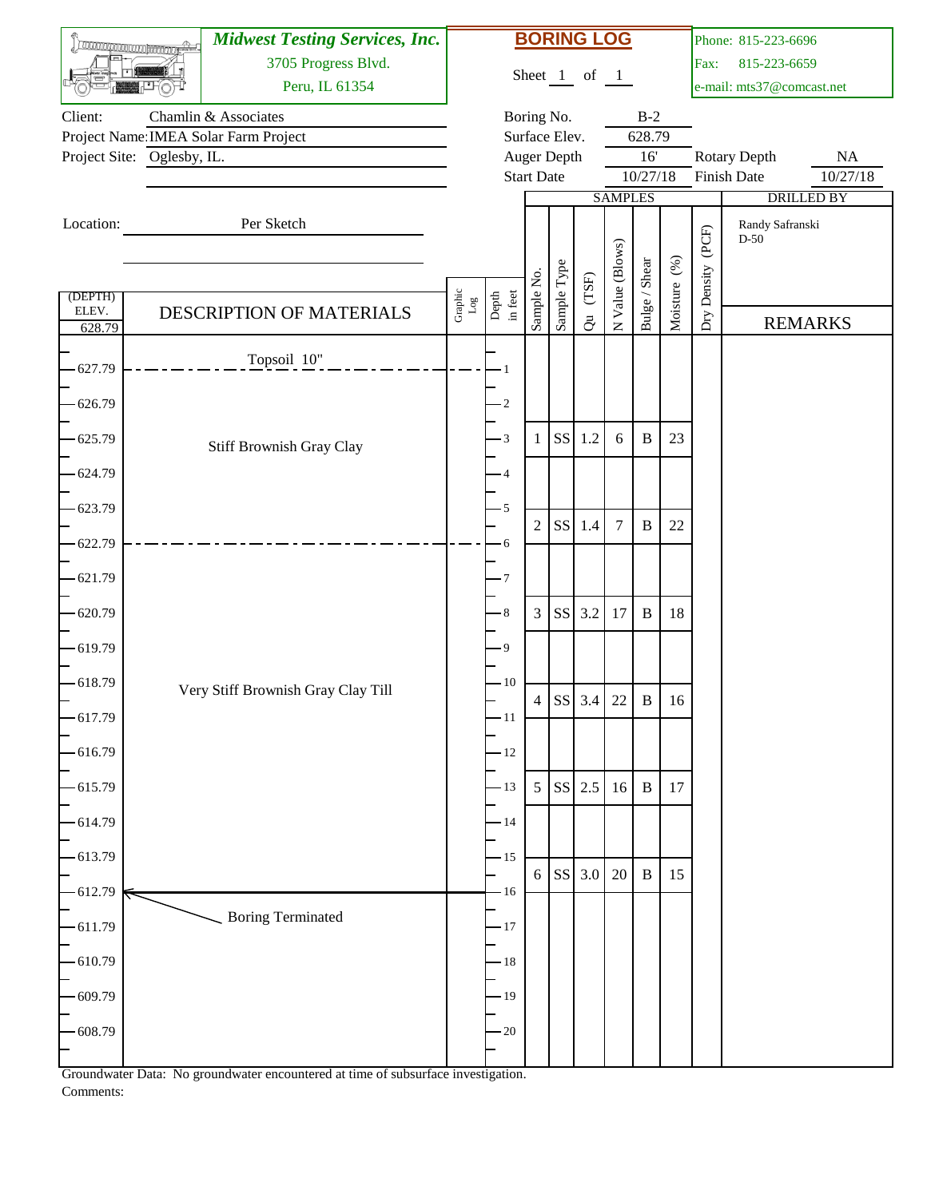**Midwest Testing Services, Inc.**
3705 Progress Blvd.
Peru, IL 61354

# BORING LOG

Sheet 1 of 1

Phone: 815-223-6696
Fax: 815-223-6659
e-mail: mts37@comcast.net

| | | | | | |
|---|---|---|---|---|---|
| Client: | Chamlin & Associates | Boring No. | B-2 | | |
| Project Name: | IMEA Solar Farm Project | Surface Elev. | 628.79 | | |
| Project Site: | Oglesby, IL. | Auger Depth | 16' | Rotary Depth | NA |
| | | Start Date | 10/27/18 | Finish Date | 10/27/18 |

Location: Per Sketch

DRILLED BY: Randy Safranski D-50

| (DEPTH) ELEV. 628.79 | DESCRIPTION OF MATERIALS | Graphic Log | Depth in feet | Sample No. | Sample Type | Qu (TSF) | N Value (Blows) | Bulge / Shear | Moisture (%) | Dry Density (PCF) | REMARKS |
|---|---|---|---|---|---|---|---|---|---|---|---|
| 627.79 | Topsoil 10" | | 1 | | | | | | | | |
| 626.79 | | | 2 | | | | | | | | |
| 625.79 | Stiff Brownish Gray Clay | | 3 | 1 | SS | 1.2 | 6 | B | 23 | | |
| 624.79 | | | 4 | | | | | | | | |
| 623.79 | | | 5 | 2 | SS | 1.4 | 7 | B | 22 | | |
| 622.79 | | | 6 | | | | | | | | |
| 621.79 | | | 7 | | | | | | | | |
| 620.79 | | | 8 | 3 | SS | 3.2 | 17 | B | 18 | | |
| 619.79 | | | 9 | | | | | | | | |
| 618.79 | Very Stiff Brownish Gray Clay Till | | 10 | 4 | SS | 3.4 | 22 | B | 16 | | |
| 617.79 | | | 11 | | | | | | | | |
| 616.79 | | | 12 | | | | | | | | |
| 615.79 | | | 13 | 5 | SS | 2.5 | 16 | B | 17 | | |
| 614.79 | | | 14 | | | | | | | | |
| 613.79 | | | 15 | 6 | SS | 3.0 | 20 | B | 15 | | |
| 612.79 | Boring Terminated | | 16 | | | | | | | | |
| 611.79 | | | 17 | | | | | | | | |
| 610.79 | | | 18 | | | | | | | | |
| 609.79 | | | 19 | | | | | | | | |
| 608.79 | | | 20 | | | | | | | | |

Groundwater Data: No groundwater encountered at time of subsurface investigation.

Comments: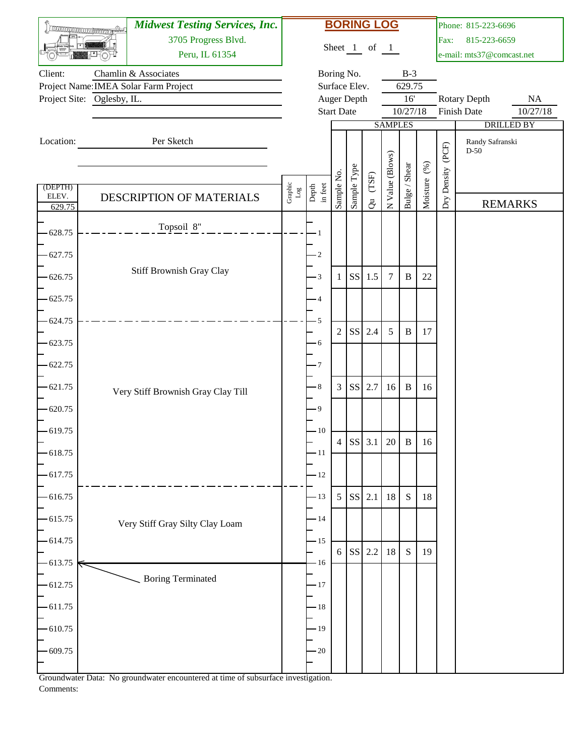**Midwest Testing Services, Inc.**
3705 Progress Blvd.
Peru, IL 61354

# BORING LOG

Sheet 1 of 1

Phone: 815-223-6696
Fax: 815-223-6659
e-mail: mts37@comcast.net

| | |
|---|---|
| Client: | Chamlin & Associates |
| Project Name: | IMEA Solar Farm Project |
| Project Site: | Oglesby, IL. |
| Location: | Per Sketch |

| | | | |
|---|---|---|---|
| Boring No. | B-3 | | |
| Surface Elev. | 629.75 | | |
| Auger Depth | 16' | Rotary Depth | NA |
| Start Date | 10/27/18 | Finish Date | 10/27/18 |

DRILLED BY: Randy Safranski, D-50

| (DEPTH) ELEV. 629.75 | DESCRIPTION OF MATERIALS | Depth in feet | Sample No. | Sample Type | Qu (TSF) | N Value (Blows) | Bulge / Shear | Moisture (%) | Dry Density (PCF) | REMARKS |
|---|---|---|---|---|---|---|---|---|---|---|
| 628.75 | Topsoil 8" | 1 | | | | | | | | |
| 627.75 | Stiff Brownish Gray Clay | 2 | | | | | | | | |
| 626.75 | | 3 | 1 | SS | 1.5 | 7 | B | 22 | | |
| 625.75 | | 4 | | | | | | | | |
| 624.75 | Very Stiff Brownish Gray Clay Till | 5 | 2 | SS | 2.4 | 5 | B | 17 | | |
| 623.75 | | 6 | | | | | | | | |
| 622.75 | | 7 | | | | | | | | |
| 621.75 | | 8 | 3 | SS | 2.7 | 16 | B | 16 | | |
| 620.75 | | 9 | | | | | | | | |
| 619.75 | | 10 | 4 | SS | 3.1 | 20 | B | 16 | | |
| 618.75 | | 11 | | | | | | | | |
| 617.75 | | 12 | | | | | | | | |
| 616.75 | Very Stiff Gray Silty Clay Loam | 13 | 5 | SS | 2.1 | 18 | S | 18 | | |
| 615.75 | | 14 | | | | | | | | |
| 614.75 | | 15 | 6 | SS | 2.2 | 18 | S | 19 | | |
| 613.75 | Boring Terminated | 16 | | | | | | | | |
| 612.75 | | 17 | | | | | | | | |
| 611.75 | | 18 | | | | | | | | |
| 610.75 | | 19 | | | | | | | | |
| 609.75 | | 20 | | | | | | | | |

Groundwater Data: No groundwater encountered at time of subsurface investigation.

Comments: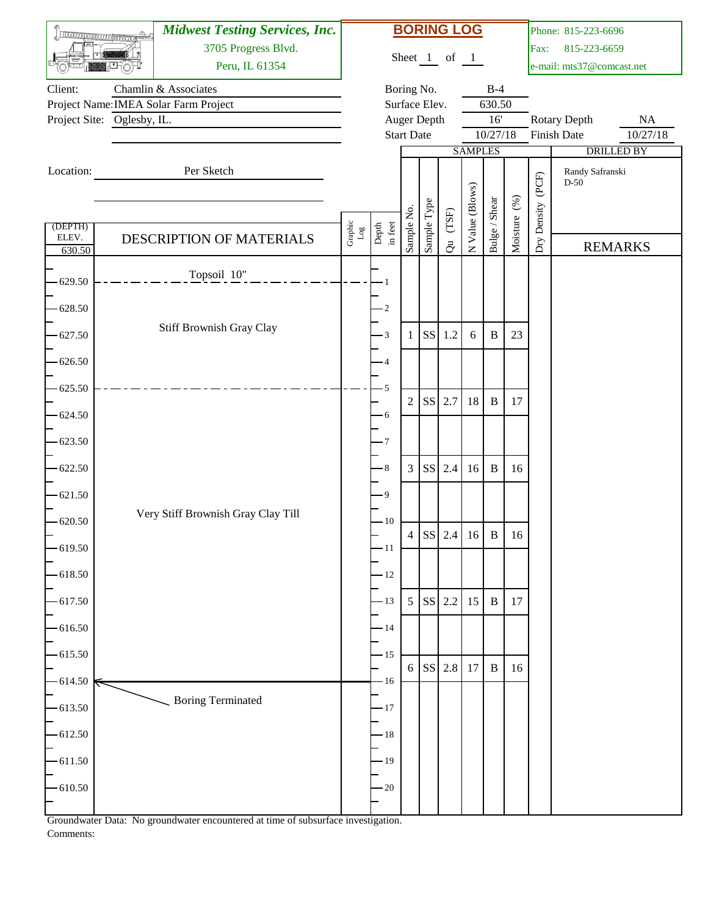**Midwest Testing Services, Inc.**
3705 Progress Blvd.
Peru, IL 61354

# BORING LOG

Sheet 1 of 1

Phone: 815-223-6696
Fax: 815-223-6659
e-mail: mts37@comcast.net

Client: Chamlin & Associates
Project Name: IMEA Solar Farm Project
Project Site: Oglesby, IL.

Boring No.: B-4
Surface Elev.: 630.50
Auger Depth: 16'
Rotary Depth: NA
Start Date: 10/27/18
Finish Date: 10/27/18

Location: Per Sketch

DRILLED BY: Randy Safranski, D-50

| (DEPTH) ELEV. | DESCRIPTION OF MATERIALS | Graphic Log | Depth in feet | Sample No. | Sample Type | Qu (TSF) | N Value (Blows) | Bulge / Shear | Moisture (%) | Dry Density (PCF) | REMARKS |
|---|---|---|---|---|---|---|---|---|---|---|---|
| 630.50 | | | | | | | | | | | |
| 629.50 | Topsoil 10" | | 1 | | | | | | | | |
| 628.50 | | | 2 | | | | | | | | |
| 627.50 | Stiff Brownish Gray Clay | | 3 | 1 | SS | 1.2 | 6 | B | 23 | | |
| 626.50 | | | 4 | | | | | | | | |
| 625.50 | | | 5 | 2 | SS | 2.7 | 18 | B | 17 | | |
| 624.50 | | | 6 | | | | | | | | |
| 623.50 | | | 7 | | | | | | | | |
| 622.50 | | | 8 | 3 | SS | 2.4 | 16 | B | 16 | | |
| 621.50 | | | 9 | | | | | | | | |
| 620.50 | Very Stiff Brownish Gray Clay Till | | 10 | 4 | SS | 2.4 | 16 | B | 16 | | |
| 619.50 | | | 11 | | | | | | | | |
| 618.50 | | | 12 | | | | | | | | |
| 617.50 | | | 13 | 5 | SS | 2.2 | 15 | B | 17 | | |
| 616.50 | | | 14 | | | | | | | | |
| 615.50 | | | 15 | 6 | SS | 2.8 | 17 | B | 16 | | |
| 614.50 | Boring Terminated | | 16 | | | | | | | | |
| 613.50 | | | 17 | | | | | | | | |
| 612.50 | | | 18 | | | | | | | | |
| 611.50 | | | 19 | | | | | | | | |
| 610.50 | | | 20 | | | | | | | | |

Groundwater Data: No groundwater encountered at time of subsurface investigation.
Comments: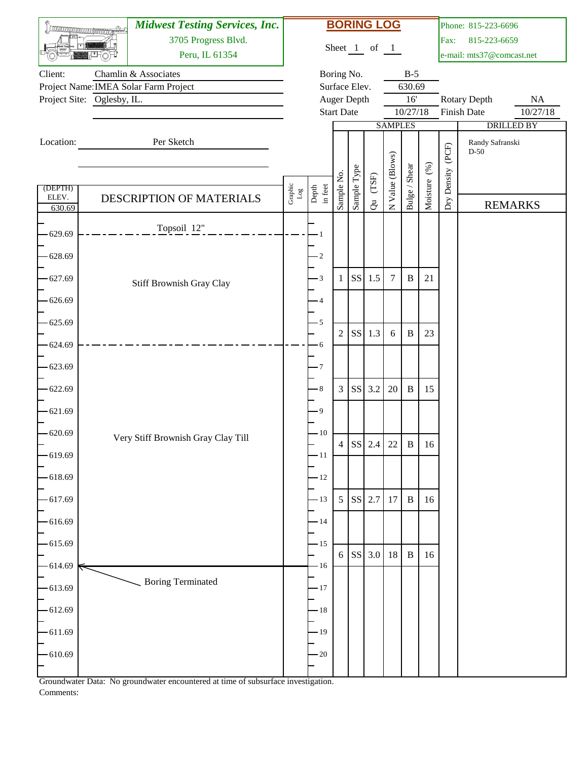**Midwest Testing Services, Inc.**
3705 Progress Blvd.
Peru, IL 61354

# BORING LOG

Sheet 1 of 1

Phone: 815-223-6696
Fax: 815-223-6659
e-mail: mts37@comcast.net

| | | | |
|---|---|---|---|
| Client: | Chamlin & Associates | Boring No. | B-5 |
| Project Name: | IMEA Solar Farm Project | Surface Elev. | 630.69 |
| Project Site: | Oglesby, IL. | Auger Depth | 16' |
| | | Rotary Depth | NA |
| | | Start Date | 10/27/18 |
| | | Finish Date | 10/27/18 |

Location: Per Sketch

DRILLED BY: Randy Safranski, D-50

| (DEPTH) ELEV. 630.69 | DESCRIPTION OF MATERIALS | Graphic Log | Depth in feet | Sample No. | Sample Type | Qu (TSF) | N Value (Blows) | Bulge / Shear | Moisture (%) | Dry Density (PCF) | REMARKS |
|---|---|---|---|---|---|---|---|---|---|---|---|
| 629.69 | Topsoil 12" | | 1 | | | | | | | | |
| 628.69 | Stiff Brownish Gray Clay | | 2 | | | | | | | | |
| 627.69 | | | 3 | 1 | SS | 1.5 | 7 | B | 21 | | |
| 626.69 | | | 4 | | | | | | | | |
| 625.69 | | | 5 | 2 | SS | 1.3 | 6 | B | 23 | | |
| 624.69 | Very Stiff Brownish Gray Clay Till | | 6 | | | | | | | | |
| 623.69 | | | 7 | | | | | | | | |
| 622.69 | | | 8 | 3 | SS | 3.2 | 20 | B | 15 | | |
| 621.69 | | | 9 | | | | | | | | |
| 620.69 | | | 10 | 4 | SS | 2.4 | 22 | B | 16 | | |
| 619.69 | | | 11 | | | | | | | | |
| 618.69 | | | 12 | | | | | | | | |
| 617.69 | | | 13 | 5 | SS | 2.7 | 17 | B | 16 | | |
| 616.69 | | | 14 | | | | | | | | |
| 615.69 | | | 15 | 6 | SS | 3.0 | 18 | B | 16 | | |
| 614.69 | Boring Terminated | | 16 | | | | | | | | |
| 613.69 | | | 17 | | | | | | | | |
| 612.69 | | | 18 | | | | | | | | |
| 611.69 | | | 19 | | | | | | | | |
| 610.69 | | | 20 | | | | | | | | |

Groundwater Data: No groundwater encountered at time of subsurface investigation.

Comments: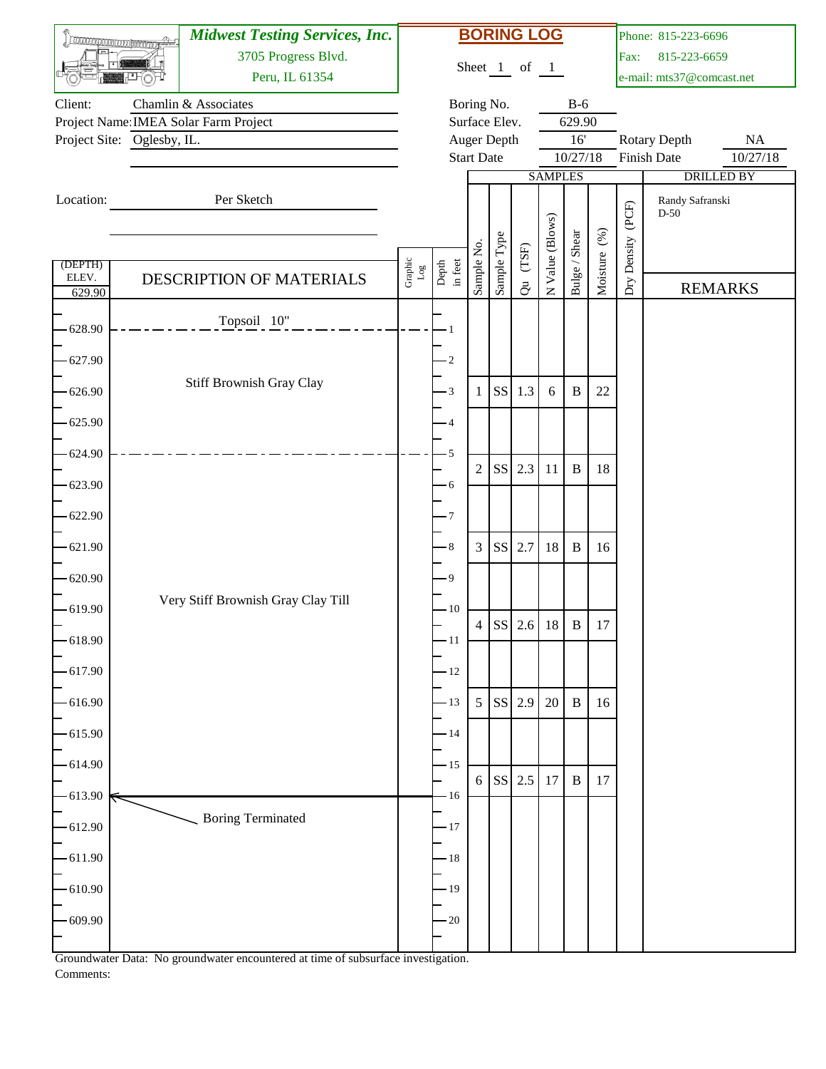**Midwest Testing Services, Inc.**
3705 Progress Blvd.
Peru, IL 61354

# BORING LOG

Sheet 1 of 1

Phone: 815-223-6696
Fax: 815-223-6659
e-mail: mts37@comcast.net

| | | | |
|---|---|---|---|
| Client: | Chamlin & Associates | Boring No. | B-6 |
| Project Name: | IMEA Solar Farm Project | Surface Elev. | 629.90 |
| Project Site: | Oglesby, IL. | Auger Depth | 16' |
| | | Rotary Depth | NA |
| | | Start Date | 10/27/18 |
| | | Finish Date | 10/27/18 |

Location: Per Sketch

DRILLED BY: Randy Safranski, D-50

| (DEPTH) ELEV. 629.90 | DESCRIPTION OF MATERIALS | Graphic Log | Depth in feet | Sample No. | Sample Type | Qu (TSF) | N Value (Blows) | Bulge / Shear | Moisture (%) | Dry Density (PCF) | REMARKS |
|---|---|---|---|---|---|---|---|---|---|---|---|
| 628.90 | Topsoil 10" | | 1 | | | | | | | | |
| 627.90 | | | 2 | | | | | | | | |
| 626.90 | Stiff Brownish Gray Clay | | 3 | 1 | SS | 1.3 | 6 | B | 22 | | |
| 625.90 | | | 4 | | | | | | | | |
| 624.90 | | | 5 | | | | | | | | |
| | | | | 2 | SS | 2.3 | 11 | B | 18 | | |
| 623.90 | | | 6 | | | | | | | | |
| 622.90 | | | 7 | | | | | | | | |
| 621.90 | | | 8 | 3 | SS | 2.7 | 18 | B | 16 | | |
| 620.90 | | | 9 | | | | | | | | |
| 619.90 | Very Stiff Brownish Gray Clay Till | | 10 | | | | | | | | |
| | | | | 4 | SS | 2.6 | 18 | B | 17 | | |
| 618.90 | | | 11 | | | | | | | | |
| 617.90 | | | 12 | | | | | | | | |
| 616.90 | | | 13 | 5 | SS | 2.9 | 20 | B | 16 | | |
| 615.90 | | | 14 | | | | | | | | |
| 614.90 | | | 15 | | | | | | | | |
| | | | | 6 | SS | 2.5 | 17 | B | 17 | | |
| 613.90 | Boring Terminated | | 16 | | | | | | | | |
| 612.90 | | | 17 | | | | | | | | |
| 611.90 | | | 18 | | | | | | | | |
| 610.90 | | | 19 | | | | | | | | |
| 609.90 | | | 20 | | | | | | | | |

Groundwater Data: No groundwater encountered at time of subsurface investigation.
Comments: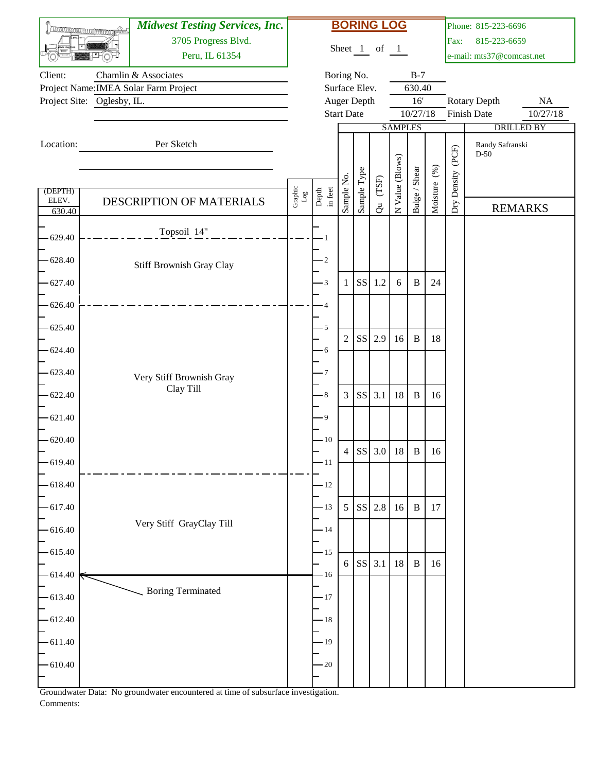**Midwest Testing Services, Inc.**
3705 Progress Blvd.
Peru, IL 61354

# BORING LOG

Sheet 1 of 1

Phone: 815-223-6696
Fax: 815-223-6659
e-mail: mts37@comcast.net

| | | | |
|---|---|---|---|
| Client: | Chamlin & Associates | Boring No. | B-7 |
| Project Name: | IMEA Solar Farm Project | Surface Elev. | 630.40 |
| Project Site: | Oglesby, IL. | Auger Depth | 16' |
| | | Rotary Depth | NA |
| | | Start Date | 10/27/18 |
| | | Finish Date | 10/27/18 |

Location: Per Sketch

DRILLED BY: Randy Safranski, D-50

| (DEPTH) ELEV. 630.40 | DESCRIPTION OF MATERIALS | Depth in feet | Sample No. | Sample Type | Qu (TSF) | N Value (Blows) | Bulge / Shear | Moisture (%) | Dry Density (PCF) | REMARKS |
|---|---|---|---|---|---|---|---|---|---|---|
| 629.40 | Topsoil 14" | 1 | | | | | | | | |
| 628.40 | Stiff Brownish Gray Clay | 2 | | | | | | | | |
| 627.40 | | 3 | 1 | SS | 1.2 | 6 | B | 24 | | |
| 626.40 | | 4 | | | | | | | | |
| 625.40 | Very Stiff Brownish Gray Clay Till | 5 | 2 | SS | 2.9 | 16 | B | 18 | | |
| 624.40 | | 6 | | | | | | | | |
| 623.40 | | 7 | | | | | | | | |
| 622.40 | | 8 | 3 | SS | 3.1 | 18 | B | 16 | | |
| 621.40 | | 9 | | | | | | | | |
| 620.40 | | 10 | 4 | SS | 3.0 | 18 | B | 16 | | |
| 619.40 | | 11 | | | | | | | | |
| 618.40 | Very Stiff GrayClay Till | 12 | | | | | | | | |
| 617.40 | | 13 | 5 | SS | 2.8 | 16 | B | 17 | | |
| 616.40 | | 14 | | | | | | | | |
| 615.40 | | 15 | 6 | SS | 3.1 | 18 | B | 16 | | |
| 614.40 | Boring Terminated | 16 | | | | | | | | |
| 613.40 | | 17 | | | | | | | | |
| 612.40 | | 18 | | | | | | | | |
| 611.40 | | 19 | | | | | | | | |
| 610.40 | | 20 | | | | | | | | |

Groundwater Data: No groundwater encountered at time of subsurface investigation.

Comments: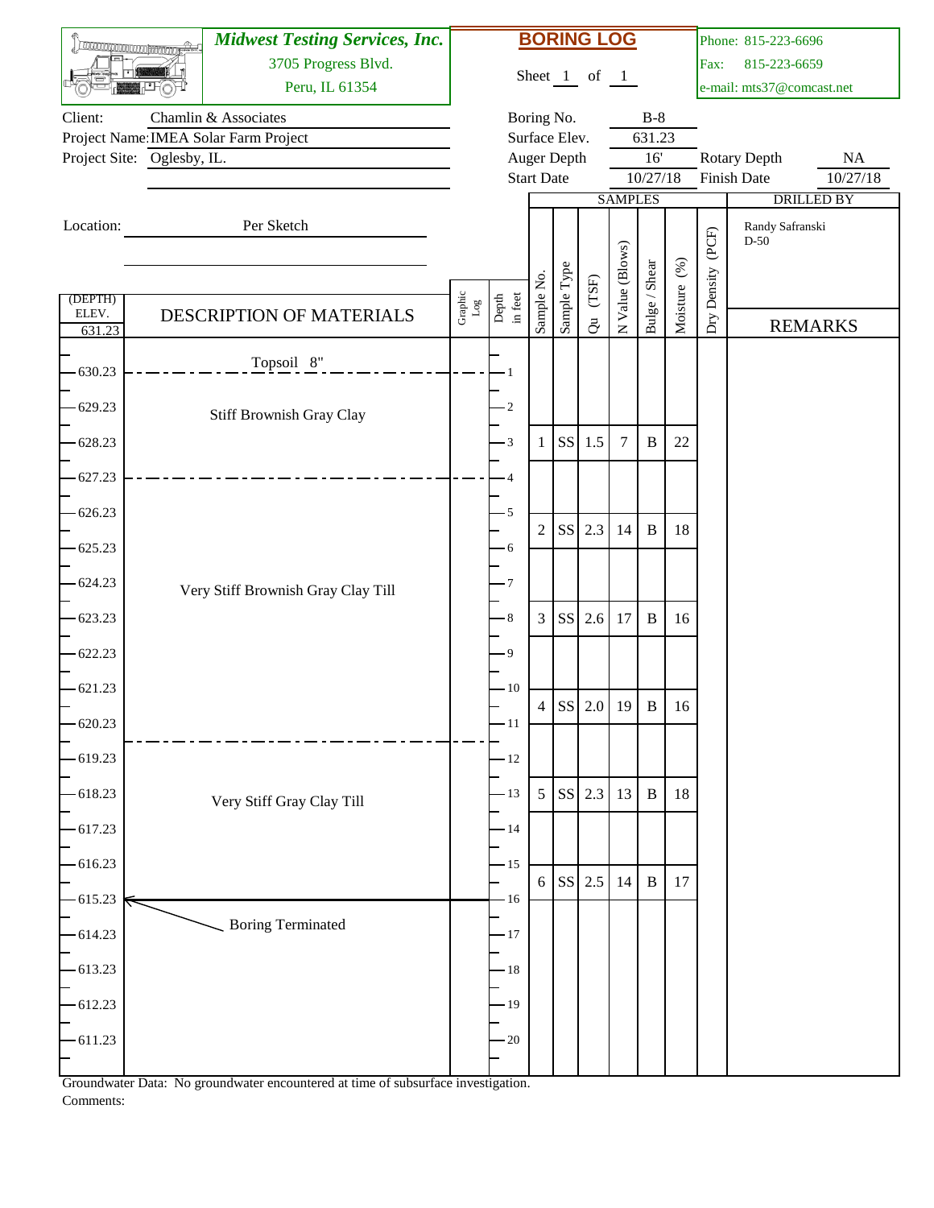**Midwest Testing Services, Inc.**
3705 Progress Blvd.
Peru, IL 61354

# BORING LOG

Sheet 1 of 1

Phone: 815-223-6696
Fax: 815-223-6659
e-mail: mts37@comcast.net

| | | | |
|---|---|---|---|
| Client: | Chamlin & Associates | Boring No. | B-8 |
| Project Name: | IMEA Solar Farm Project | Surface Elev. | 631.23 |
| Project Site: | Oglesby, IL. | Auger Depth | 16' |
| | | Rotary Depth | NA |
| | | Start Date | 10/27/18 |
| | | Finish Date | 10/27/18 |
| Location: | Per Sketch | Drilled By | Randy Safranski D-50 |

| (DEPTH) ELEV. 631.23 | DESCRIPTION OF MATERIALS | Depth in feet | Sample No. | Sample Type | Qu (TSF) | N Value (Blows) | Bulge / Shear | Moisture (%) | Dry Density (PCF) | REMARKS |
|---|---|---|---|---|---|---|---|---|---|---|
| 630.23 | Topsoil 8" | 1 | | | | | | | | |
| 629.23 | Stiff Brownish Gray Clay | 2 | | | | | | | | |
| 628.23 | | 3 | 1 | SS | 1.5 | 7 | B | 22 | | |
| 627.23 | | 4 | | | | | | | | |
| 626.23 | Very Stiff Brownish Gray Clay Till | 5 | 2 | SS | 2.3 | 14 | B | 18 | | |
| 625.23 | | 6 | | | | | | | | |
| 624.23 | | 7 | | | | | | | | |
| 623.23 | | 8 | 3 | SS | 2.6 | 17 | B | 16 | | |
| 622.23 | | 9 | | | | | | | | |
| 621.23 | | 10 | 4 | SS | 2.0 | 19 | B | 16 | | |
| 620.23 | | 11 | | | | | | | | |
| 619.23 | Very Stiff Gray Clay Till | 12 | | | | | | | | |
| 618.23 | | 13 | 5 | SS | 2.3 | 13 | B | 18 | | |
| 617.23 | | 14 | | | | | | | | |
| 616.23 | | 15 | 6 | SS | 2.5 | 14 | B | 17 | | |
| 615.23 | Boring Terminated | 16 | | | | | | | | |
| 614.23 | | 17 | | | | | | | | |
| 613.23 | | 18 | | | | | | | | |
| 612.23 | | 19 | | | | | | | | |
| 611.23 | | 20 | | | | | | | | |

Groundwater Data: No groundwater encountered at time of subsurface investigation.

Comments: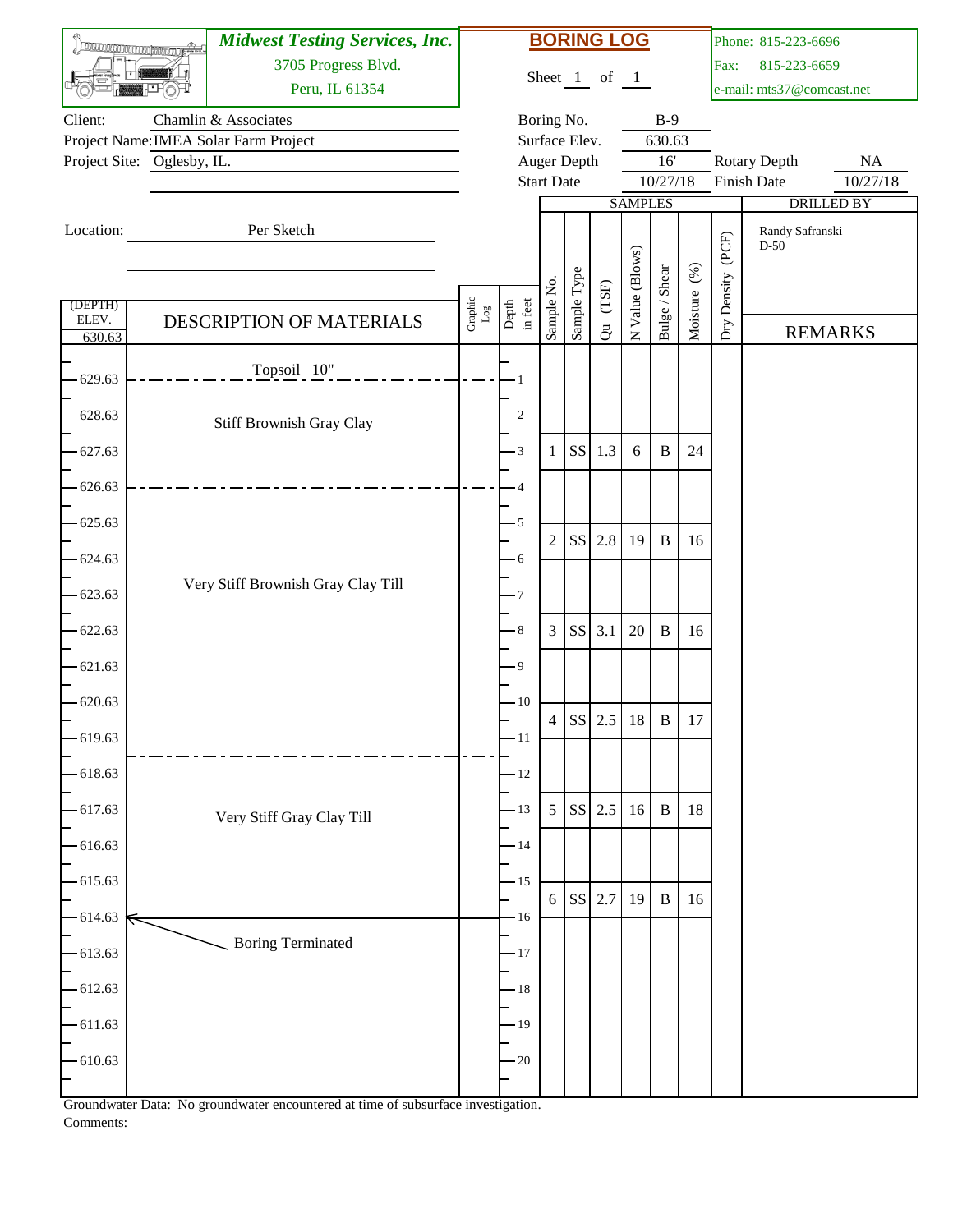**Midwest Testing Services, Inc.**
3705 Progress Blvd.
Peru, IL 61354

# BORING LOG

Sheet 1 of 1

Phone: 815-223-6696
Fax: 815-223-6659
e-mail: mts37@comcast.net

Client: Chamlin & Associates
Project Name: IMEA Solar Farm Project
Project Site: Oglesby, IL.

Boring No. B-9
Surface Elev. 630.63
Auger Depth 16'
Rotary Depth NA
Start Date 10/27/18
Finish Date 10/27/18

Location: Per Sketch

DRILLED BY: Randy Safranski, D-50

| (DEPTH) ELEV. 630.63 | DESCRIPTION OF MATERIALS | Depth in feet | Sample No. | Sample Type | Qu (TSF) | N Value (Blows) | Bulge / Shear | Moisture (%) | Dry Density (PCF) | REMARKS |
|---|---|---|---|---|---|---|---|---|---|---|
| 629.63 | Topsoil 10" | 1 | | | | | | | | |
| 628.63 | Stiff Brownish Gray Clay | 2 | | | | | | | | |
| 627.63 | | 3 | 1 | SS | 1.3 | 6 | B | 24 | | |
| 626.63 | | 4 | | | | | | | | |
| 625.63 | Very Stiff Brownish Gray Clay Till | 5 | 2 | SS | 2.8 | 19 | B | 16 | | |
| 624.63 | | 6 | | | | | | | | |
| 623.63 | | 7 | | | | | | | | |
| 622.63 | | 8 | 3 | SS | 3.1 | 20 | B | 16 | | |
| 621.63 | | 9 | | | | | | | | |
| 620.63 | | 10 | 4 | SS | 2.5 | 18 | B | 17 | | |
| 619.63 | | 11 | | | | | | | | |
| 618.63 | Very Stiff Gray Clay Till | 12 | | | | | | | | |
| 617.63 | | 13 | 5 | SS | 2.5 | 16 | B | 18 | | |
| 616.63 | | 14 | | | | | | | | |
| 615.63 | | 15 | 6 | SS | 2.7 | 19 | B | 16 | | |
| 614.63 | Boring Terminated | 16 | | | | | | | | |
| 613.63 | | 17 | | | | | | | | |
| 612.63 | | 18 | | | | | | | | |
| 611.63 | | 19 | | | | | | | | |
| 610.63 | | 20 | | | | | | | | |

Groundwater Data: No groundwater encountered at time of subsurface investigation.
Comments: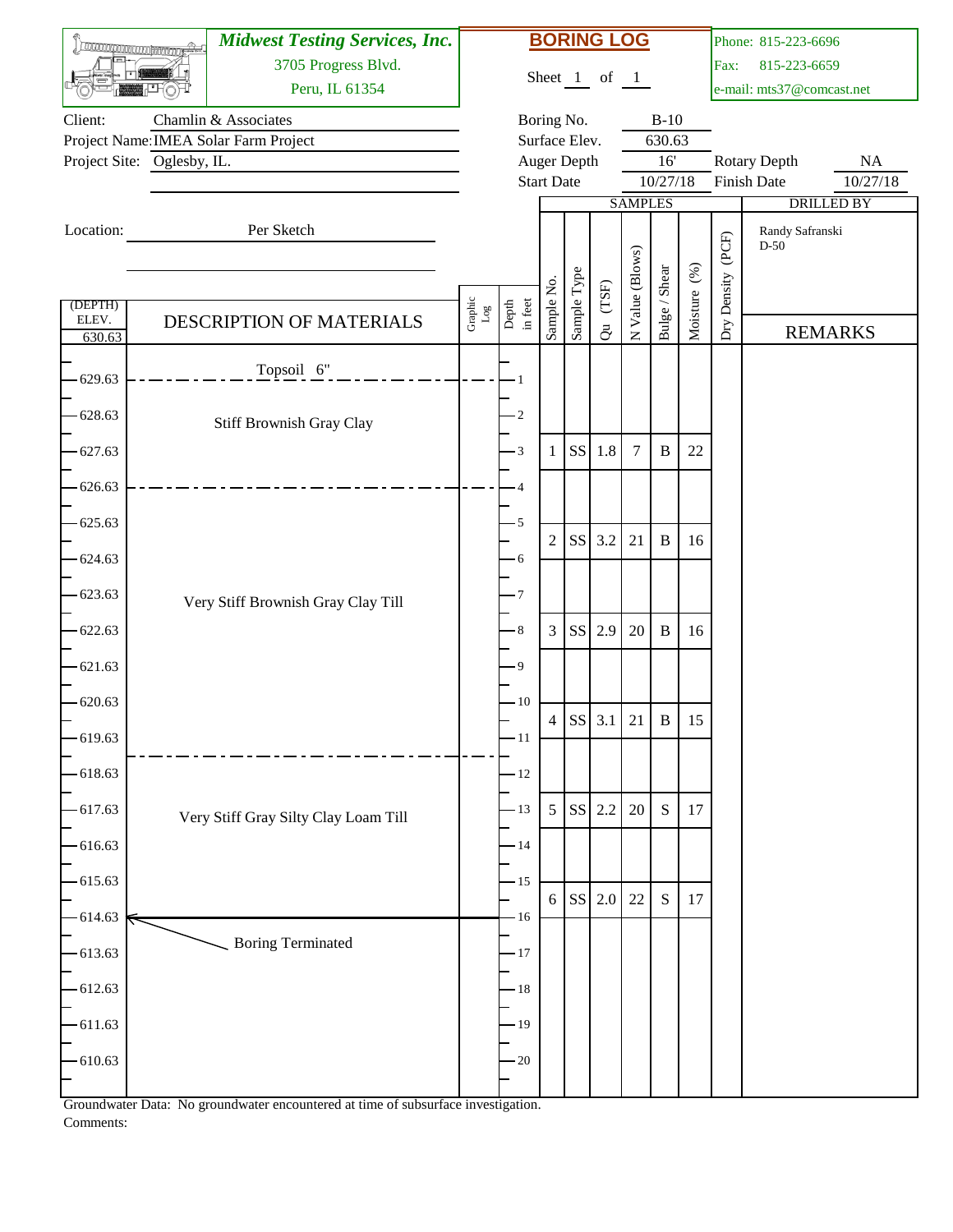# Midwest Testing Services, Inc.

3705 Progress Blvd.
Peru, IL 61354

## BORING LOG

Sheet 1 of 1

Phone: 815-223-6696
Fax: 815-223-6659
e-mail: mts37@comcast.net

| | | | |
|---|---|---|---|
| Client: | Chamlin & Associates | Boring No. | B-10 |
| Project Name: | IMEA Solar Farm Project | Surface Elev. | 630.63 |
| Project Site: | Oglesby, IL. | Auger Depth | 16' |
| | | Rotary Depth | NA |
| | | Start Date | 10/27/18 |
| | | Finish Date | 10/27/18 |

Location: Per Sketch

DRILLED BY: Randy Safranski, D-50

| (DEPTH) ELEV. 630.63 | DESCRIPTION OF MATERIALS | Depth in feet | Sample No. | Sample Type | Qu (TSF) | N Value (Blows) | Bulge / Shear | Moisture (%) | Dry Density (PCF) | REMARKS |
|---|---|---|---|---|---|---|---|---|---|---|
| 629.63 | Topsoil 6" | 1 | | | | | | | | |
| 628.63 | Stiff Brownish Gray Clay | 2 | | | | | | | | |
| 627.63 | | 3 | 1 | SS | 1.8 | 7 | B | 22 | | |
| 626.63 | | 4 | | | | | | | | |
| 625.63 | Very Stiff Brownish Gray Clay Till | 5 | 2 | SS | 3.2 | 21 | B | 16 | | |
| 624.63 | | 6 | | | | | | | | |
| 623.63 | | 7 | | | | | | | | |
| 622.63 | | 8 | 3 | SS | 2.9 | 20 | B | 16 | | |
| 621.63 | | 9 | | | | | | | | |
| 620.63 | | 10 | 4 | SS | 3.1 | 21 | B | 15 | | |
| 619.63 | | 11 | | | | | | | | |
| 618.63 | Very Stiff Gray Silty Clay Loam Till | 12 | | | | | | | | |
| 617.63 | | 13 | 5 | SS | 2.2 | 20 | S | 17 | | |
| 616.63 | | 14 | | | | | | | | |
| 615.63 | | 15 | 6 | SS | 2.0 | 22 | S | 17 | | |
| 614.63 | Boring Terminated | 16 | | | | | | | | |
| 613.63 | | 17 | | | | | | | | |
| 612.63 | | 18 | | | | | | | | |
| 611.63 | | 19 | | | | | | | | |
| 610.63 | | 20 | | | | | | | | |

Groundwater Data: No groundwater encountered at time of subsurface investigation.

Comments: